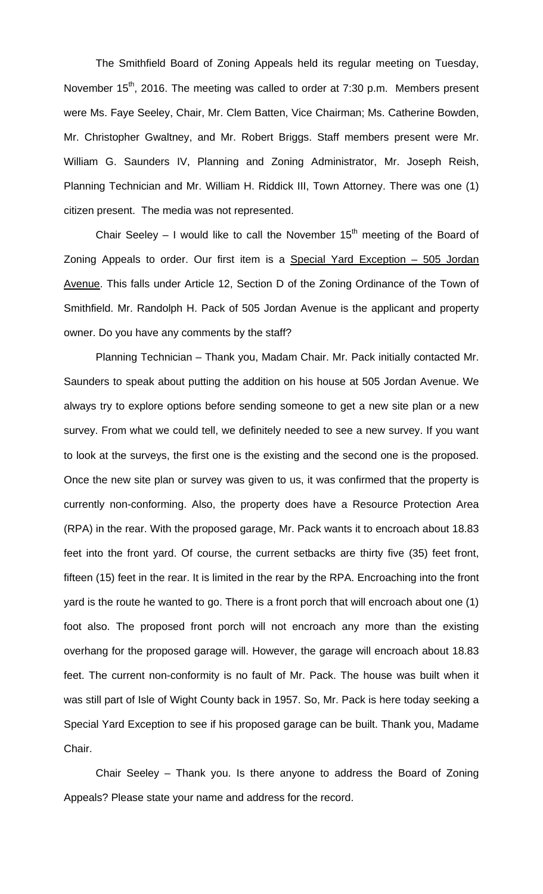The Smithfield Board of Zoning Appeals held its regular meeting on Tuesday, November 15th, 2016. The meeting was called to order at 7:30 p.m. Members present were Ms. Faye Seeley, Chair, Mr. Clem Batten, Vice Chairman; Ms. Catherine Bowden, Mr. Christopher Gwaltney, and Mr. Robert Briggs. Staff members present were Mr. William G. Saunders IV, Planning and Zoning Administrator, Mr. Joseph Reish, Planning Technician and Mr. William H. Riddick III, Town Attorney. There was one (1) citizen present. The media was not represented.

Chair Seeley – I would like to call the November 15th meeting of the Board of Zoning Appeals to order. Our first item is a Special Yard Exception – 505 Jordan Avenue. This falls under Article 12, Section D of the Zoning Ordinance of the Town of Smithfield. Mr. Randolph H. Pack of 505 Jordan Avenue is the applicant and property owner. Do you have any comments by the staff?

Planning Technician – Thank you, Madam Chair. Mr. Pack initially contacted Mr. Saunders to speak about putting the addition on his house at 505 Jordan Avenue. We always try to explore options before sending someone to get a new site plan or a new survey. From what we could tell, we definitely needed to see a new survey. If you want to look at the surveys, the first one is the existing and the second one is the proposed. Once the new site plan or survey was given to us, it was confirmed that the property is currently non-conforming. Also, the property does have a Resource Protection Area (RPA) in the rear. With the proposed garage, Mr. Pack wants it to encroach about 18.83 feet into the front yard. Of course, the current setbacks are thirty five (35) feet front, fifteen (15) feet in the rear. It is limited in the rear by the RPA. Encroaching into the front yard is the route he wanted to go. There is a front porch that will encroach about one (1) foot also. The proposed front porch will not encroach any more than the existing overhang for the proposed garage will. However, the garage will encroach about 18.83 feet. The current non-conformity is no fault of Mr. Pack. The house was built when it was still part of Isle of Wight County back in 1957. So, Mr. Pack is here today seeking a Special Yard Exception to see if his proposed garage can be built. Thank you, Madame Chair.

Chair Seeley – Thank you. Is there anyone to address the Board of Zoning Appeals? Please state your name and address for the record.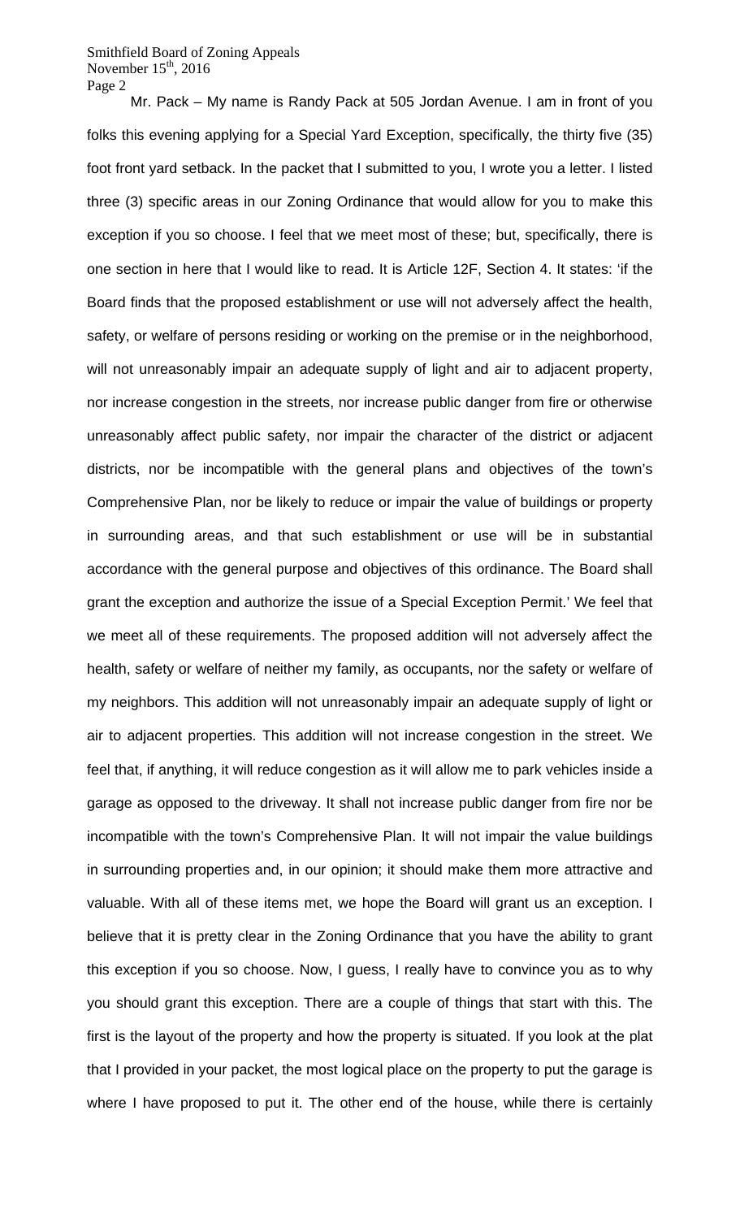Mr. Pack – My name is Randy Pack at 505 Jordan Avenue. I am in front of you folks this evening applying for a Special Yard Exception, specifically, the thirty five (35) foot front yard setback. In the packet that I submitted to you, I wrote you a letter. I listed three (3) specific areas in our Zoning Ordinance that would allow for you to make this exception if you so choose. I feel that we meet most of these; but, specifically, there is one section in here that I would like to read. It is Article 12F, Section 4. It states: 'if the Board finds that the proposed establishment or use will not adversely affect the health, safety, or welfare of persons residing or working on the premise or in the neighborhood, will not unreasonably impair an adequate supply of light and air to adjacent property, nor increase congestion in the streets, nor increase public danger from fire or otherwise unreasonably affect public safety, nor impair the character of the district or adjacent districts, nor be incompatible with the general plans and objectives of the town's Comprehensive Plan, nor be likely to reduce or impair the value of buildings or property in surrounding areas, and that such establishment or use will be in substantial accordance with the general purpose and objectives of this ordinance. The Board shall grant the exception and authorize the issue of a Special Exception Permit.' We feel that we meet all of these requirements. The proposed addition will not adversely affect the health, safety or welfare of neither my family, as occupants, nor the safety or welfare of my neighbors. This addition will not unreasonably impair an adequate supply of light or air to adjacent properties. This addition will not increase congestion in the street. We feel that, if anything, it will reduce congestion as it will allow me to park vehicles inside a garage as opposed to the driveway. It shall not increase public danger from fire nor be incompatible with the town's Comprehensive Plan. It will not impair the value buildings in surrounding properties and, in our opinion; it should make them more attractive and valuable. With all of these items met, we hope the Board will grant us an exception. I believe that it is pretty clear in the Zoning Ordinance that you have the ability to grant this exception if you so choose. Now, I guess, I really have to convince you as to why you should grant this exception. There are a couple of things that start with this. The first is the layout of the property and how the property is situated. If you look at the plat that I provided in your packet, the most logical place on the property to put the garage is where I have proposed to put it. The other end of the house, while there is certainly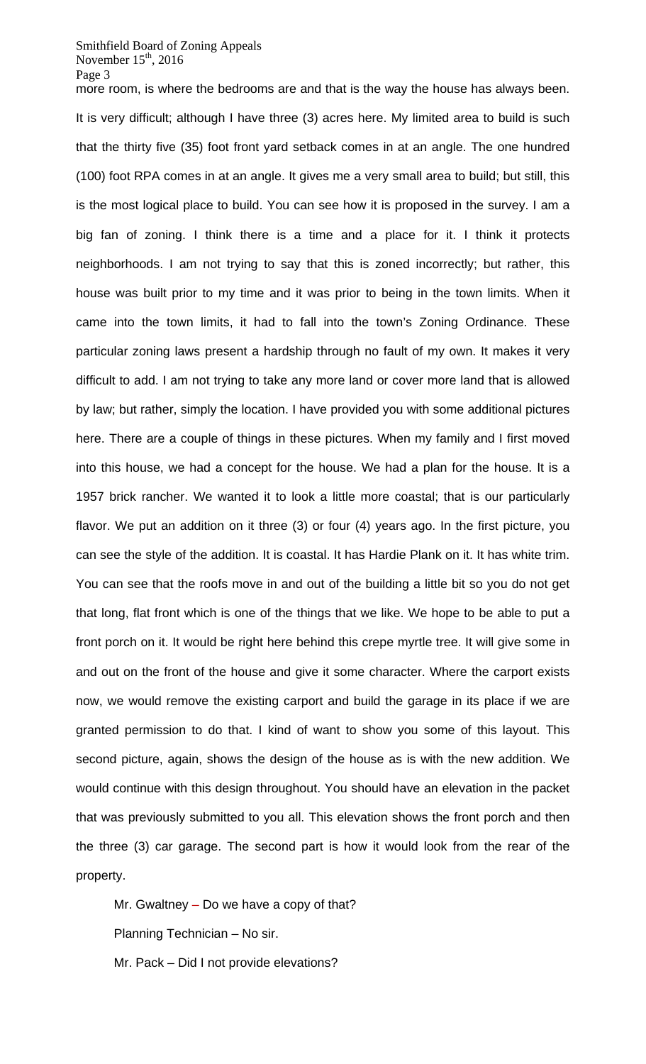more room, is where the bedrooms are and that is the way the house has always been. It is very difficult; although I have three (3) acres here. My limited area to build is such that the thirty five (35) foot front yard setback comes in at an angle. The one hundred (100) foot RPA comes in at an angle. It gives me a very small area to build; but still, this is the most logical place to build. You can see how it is proposed in the survey. I am a big fan of zoning. I think there is a time and a place for it. I think it protects neighborhoods. I am not trying to say that this is zoned incorrectly; but rather, this house was built prior to my time and it was prior to being in the town limits. When it came into the town limits, it had to fall into the town's Zoning Ordinance. These particular zoning laws present a hardship through no fault of my own. It makes it very difficult to add. I am not trying to take any more land or cover more land that is allowed by law; but rather, simply the location. I have provided you with some additional pictures here. There are a couple of things in these pictures. When my family and I first moved into this house, we had a concept for the house. We had a plan for the house. It is a 1957 brick rancher. We wanted it to look a little more coastal; that is our particularly flavor. We put an addition on it three (3) or four (4) years ago. In the first picture, you can see the style of the addition. It is coastal. It has Hardie Plank on it. It has white trim. You can see that the roofs move in and out of the building a little bit so you do not get that long, flat front which is one of the things that we like. We hope to be able to put a front porch on it. It would be right here behind this crepe myrtle tree. It will give some in and out on the front of the house and give it some character. Where the carport exists now, we would remove the existing carport and build the garage in its place if we are granted permission to do that. I kind of want to show you some of this layout. This second picture, again, shows the design of the house as is with the new addition. We would continue with this design throughout. You should have an elevation in the packet that was previously submitted to you all. This elevation shows the front porch and then the three (3) car garage. The second part is how it would look from the rear of the property.

Mr. Gwaltney – Do we have a copy of that?

Planning Technician – No sir.

Mr. Pack – Did I not provide elevations?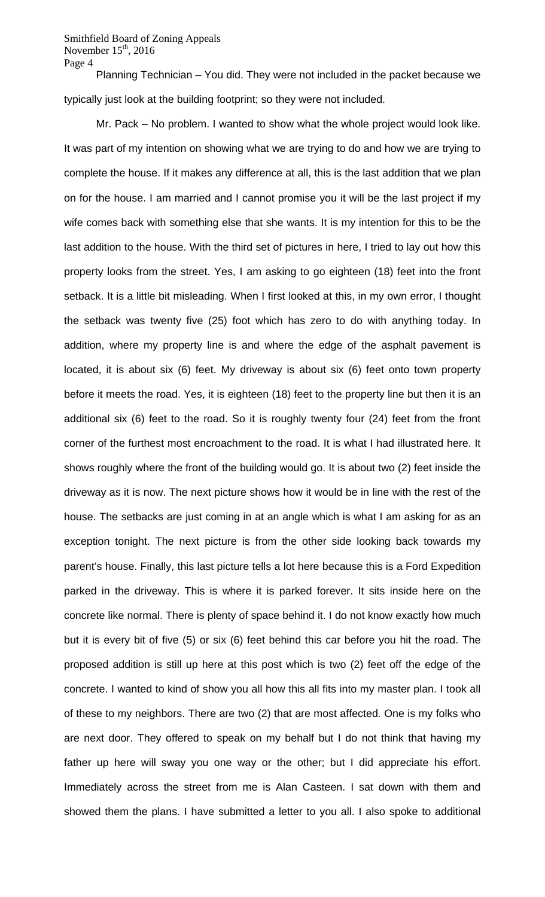Planning Technician – You did. They were not included in the packet because we typically just look at the building footprint; so they were not included.

Mr. Pack – No problem. I wanted to show what the whole project would look like. It was part of my intention on showing what we are trying to do and how we are trying to complete the house. If it makes any difference at all, this is the last addition that we plan on for the house. I am married and I cannot promise you it will be the last project if my wife comes back with something else that she wants. It is my intention for this to be the last addition to the house. With the third set of pictures in here, I tried to lay out how this property looks from the street. Yes, I am asking to go eighteen (18) feet into the front setback. It is a little bit misleading. When I first looked at this, in my own error, I thought the setback was twenty five (25) foot which has zero to do with anything today. In addition, where my property line is and where the edge of the asphalt pavement is located, it is about six (6) feet. My driveway is about six (6) feet onto town property before it meets the road. Yes, it is eighteen (18) feet to the property line but then it is an additional six (6) feet to the road. So it is roughly twenty four (24) feet from the front corner of the furthest most encroachment to the road. It is what I had illustrated here. It shows roughly where the front of the building would go. It is about two (2) feet inside the driveway as it is now. The next picture shows how it would be in line with the rest of the house. The setbacks are just coming in at an angle which is what I am asking for as an exception tonight. The next picture is from the other side looking back towards my parent's house. Finally, this last picture tells a lot here because this is a Ford Expedition parked in the driveway. This is where it is parked forever. It sits inside here on the concrete like normal. There is plenty of space behind it. I do not know exactly how much but it is every bit of five (5) or six (6) feet behind this car before you hit the road. The proposed addition is still up here at this post which is two (2) feet off the edge of the concrete. I wanted to kind of show you all how this all fits into my master plan. I took all of these to my neighbors. There are two (2) that are most affected. One is my folks who are next door. They offered to speak on my behalf but I do not think that having my father up here will sway you one way or the other; but I did appreciate his effort. Immediately across the street from me is Alan Casteen. I sat down with them and showed them the plans. I have submitted a letter to you all. I also spoke to additional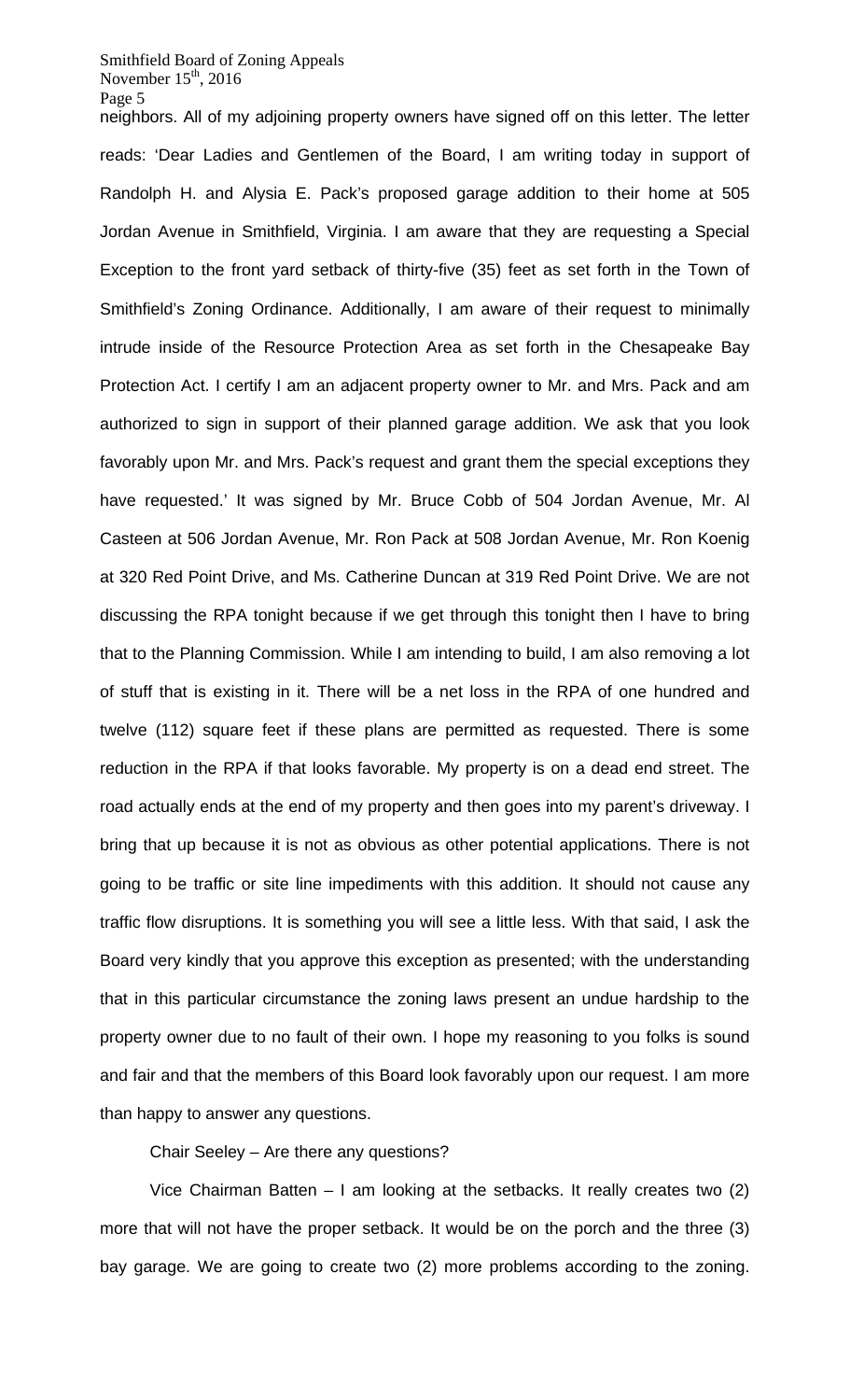neighbors. All of my adjoining property owners have signed off on this letter. The letter reads: 'Dear Ladies and Gentlemen of the Board, I am writing today in support of Randolph H. and Alysia E. Pack's proposed garage addition to their home at 505 Jordan Avenue in Smithfield, Virginia. I am aware that they are requesting a Special Exception to the front yard setback of thirty-five (35) feet as set forth in the Town of Smithfield's Zoning Ordinance. Additionally, I am aware of their request to minimally intrude inside of the Resource Protection Area as set forth in the Chesapeake Bay Protection Act. I certify I am an adjacent property owner to Mr. and Mrs. Pack and am authorized to sign in support of their planned garage addition. We ask that you look favorably upon Mr. and Mrs. Pack's request and grant them the special exceptions they have requested.' It was signed by Mr. Bruce Cobb of 504 Jordan Avenue, Mr. Al Casteen at 506 Jordan Avenue, Mr. Ron Pack at 508 Jordan Avenue, Mr. Ron Koenig at 320 Red Point Drive, and Ms. Catherine Duncan at 319 Red Point Drive. We are not discussing the RPA tonight because if we get through this tonight then I have to bring that to the Planning Commission. While I am intending to build, I am also removing a lot of stuff that is existing in it. There will be a net loss in the RPA of one hundred and twelve (112) square feet if these plans are permitted as requested. There is some reduction in the RPA if that looks favorable. My property is on a dead end street. The road actually ends at the end of my property and then goes into my parent's driveway. I bring that up because it is not as obvious as other potential applications. There is not going to be traffic or site line impediments with this addition. It should not cause any traffic flow disruptions. It is something you will see a little less. With that said, I ask the Board very kindly that you approve this exception as presented; with the understanding that in this particular circumstance the zoning laws present an undue hardship to the property owner due to no fault of their own. I hope my reasoning to you folks is sound and fair and that the members of this Board look favorably upon our request. I am more than happy to answer any questions.

Chair Seeley – Are there any questions?

Vice Chairman Batten – I am looking at the setbacks. It really creates two (2) more that will not have the proper setback. It would be on the porch and the three (3) bay garage. We are going to create two (2) more problems according to the zoning.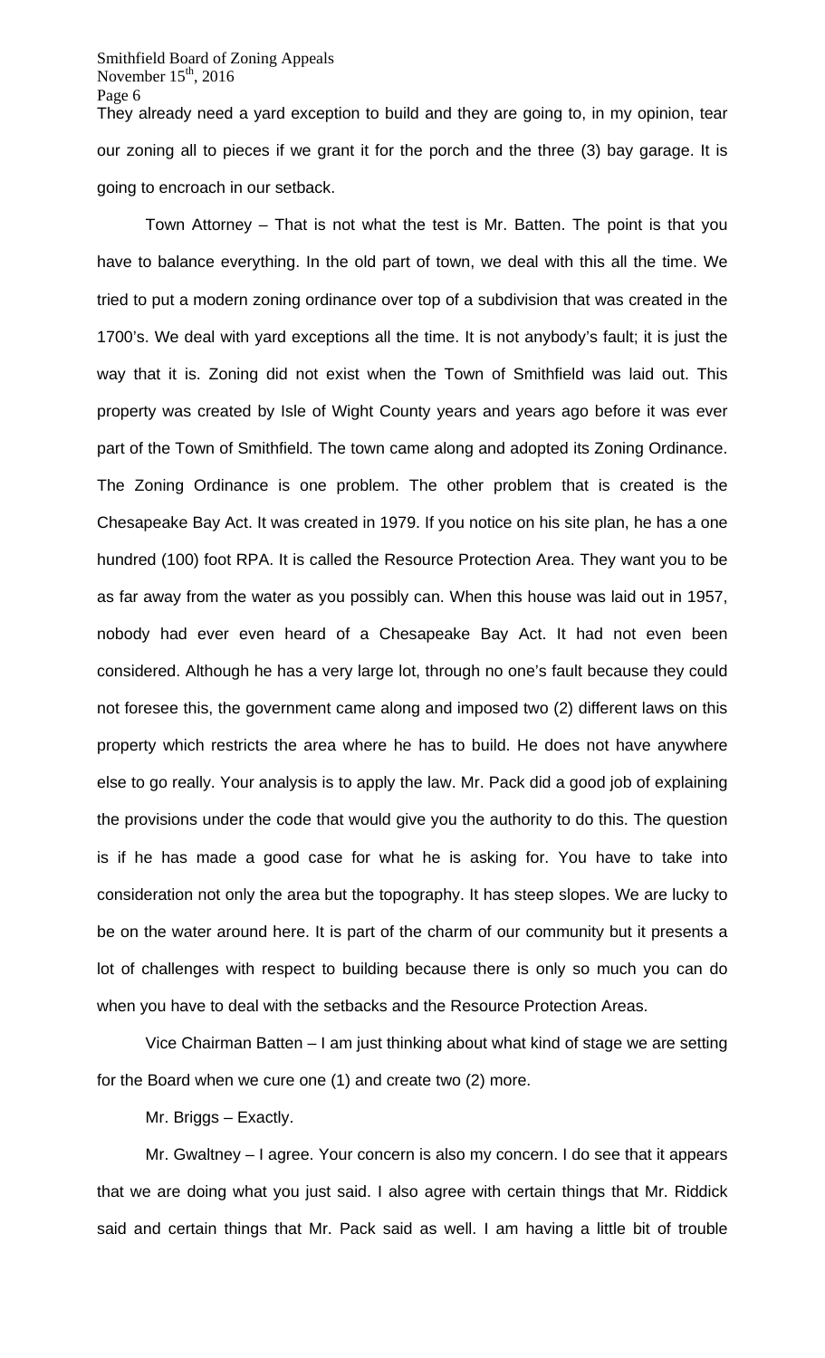They already need a yard exception to build and they are going to, in my opinion, tear our zoning all to pieces if we grant it for the porch and the three (3) bay garage. It is going to encroach in our setback.

Town Attorney – That is not what the test is Mr. Batten. The point is that you have to balance everything. In the old part of town, we deal with this all the time. We tried to put a modern zoning ordinance over top of a subdivision that was created in the 1700's. We deal with yard exceptions all the time. It is not anybody's fault; it is just the way that it is. Zoning did not exist when the Town of Smithfield was laid out. This property was created by Isle of Wight County years and years ago before it was ever part of the Town of Smithfield. The town came along and adopted its Zoning Ordinance. The Zoning Ordinance is one problem. The other problem that is created is the Chesapeake Bay Act. It was created in 1979. If you notice on his site plan, he has a one hundred (100) foot RPA. It is called the Resource Protection Area. They want you to be as far away from the water as you possibly can. When this house was laid out in 1957, nobody had ever even heard of a Chesapeake Bay Act. It had not even been considered. Although he has a very large lot, through no one's fault because they could not foresee this, the government came along and imposed two (2) different laws on this property which restricts the area where he has to build. He does not have anywhere else to go really. Your analysis is to apply the law. Mr. Pack did a good job of explaining the provisions under the code that would give you the authority to do this. The question is if he has made a good case for what he is asking for. You have to take into consideration not only the area but the topography. It has steep slopes. We are lucky to be on the water around here. It is part of the charm of our community but it presents a lot of challenges with respect to building because there is only so much you can do when you have to deal with the setbacks and the Resource Protection Areas.

Vice Chairman Batten – I am just thinking about what kind of stage we are setting for the Board when we cure one (1) and create two (2) more.

Mr. Briggs – Exactly.

Mr. Gwaltney – I agree. Your concern is also my concern. I do see that it appears that we are doing what you just said. I also agree with certain things that Mr. Riddick said and certain things that Mr. Pack said as well. I am having a little bit of trouble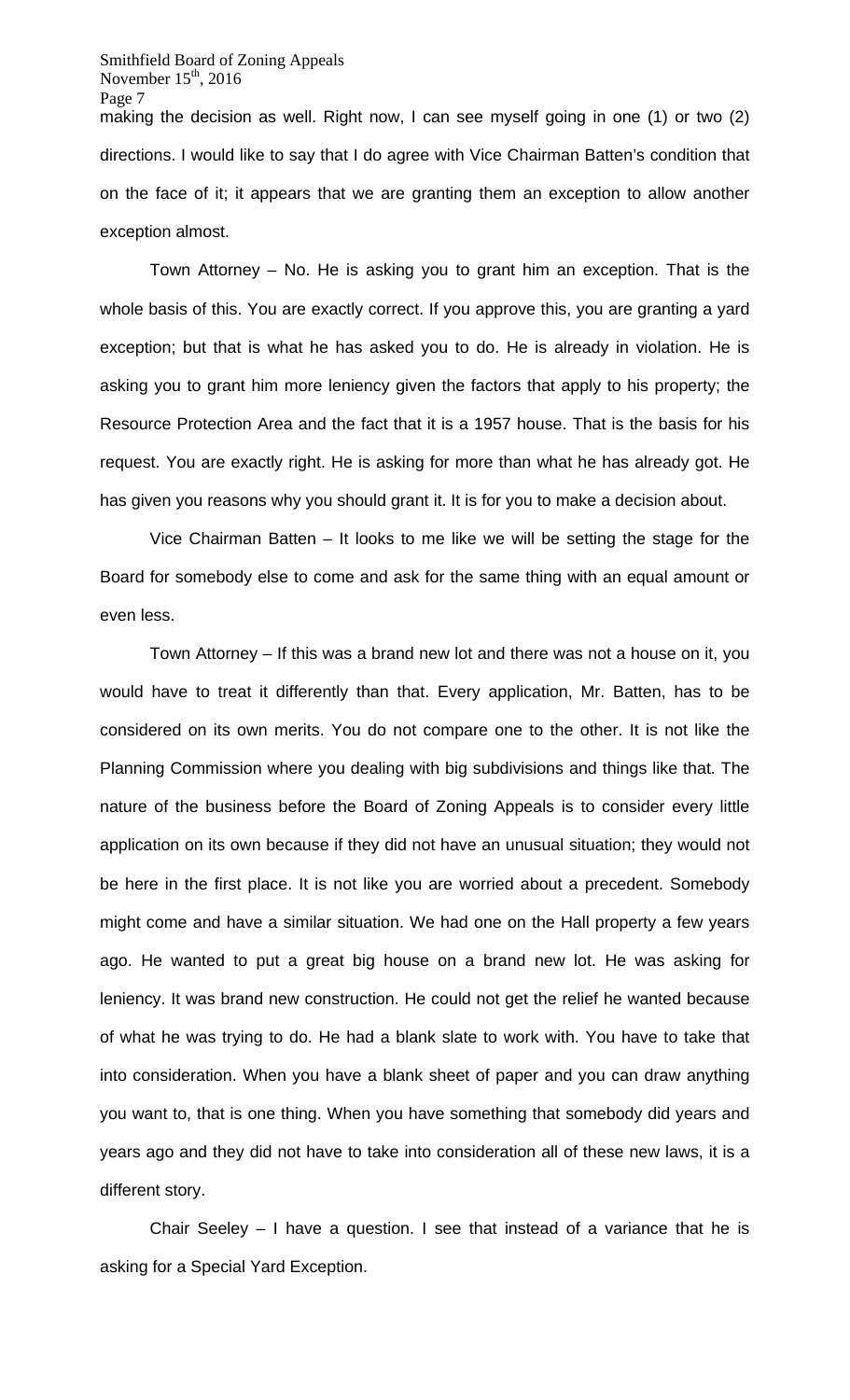making the decision as well. Right now, I can see myself going in one (1) or two (2) directions. I would like to say that I do agree with Vice Chairman Batten's condition that on the face of it; it appears that we are granting them an exception to allow another exception almost.

Town Attorney – No. He is asking you to grant him an exception. That is the whole basis of this. You are exactly correct. If you approve this, you are granting a yard exception; but that is what he has asked you to do. He is already in violation. He is asking you to grant him more leniency given the factors that apply to his property; the Resource Protection Area and the fact that it is a 1957 house. That is the basis for his request. You are exactly right. He is asking for more than what he has already got. He has given you reasons why you should grant it. It is for you to make a decision about.

Vice Chairman Batten – It looks to me like we will be setting the stage for the Board for somebody else to come and ask for the same thing with an equal amount or even less.

Town Attorney – If this was a brand new lot and there was not a house on it, you would have to treat it differently than that. Every application, Mr. Batten, has to be considered on its own merits. You do not compare one to the other. It is not like the Planning Commission where you dealing with big subdivisions and things like that. The nature of the business before the Board of Zoning Appeals is to consider every little application on its own because if they did not have an unusual situation; they would not be here in the first place. It is not like you are worried about a precedent. Somebody might come and have a similar situation. We had one on the Hall property a few years ago. He wanted to put a great big house on a brand new lot. He was asking for leniency. It was brand new construction. He could not get the relief he wanted because of what he was trying to do. He had a blank slate to work with. You have to take that into consideration. When you have a blank sheet of paper and you can draw anything you want to, that is one thing. When you have something that somebody did years and years ago and they did not have to take into consideration all of these new laws, it is a different story.

Chair Seeley – I have a question. I see that instead of a variance that he is asking for a Special Yard Exception.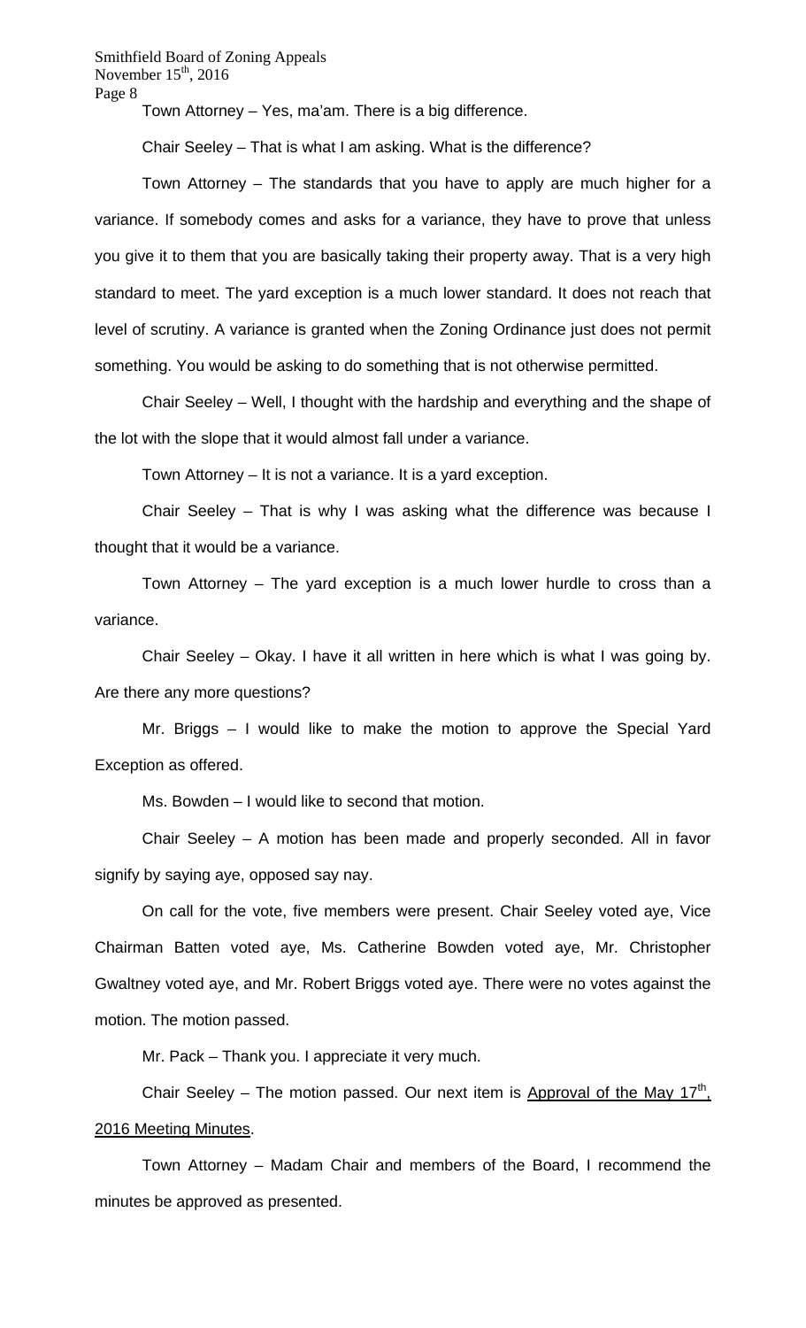Town Attorney – Yes, ma'am. There is a big difference.

Chair Seeley – That is what I am asking. What is the difference?

Town Attorney – The standards that you have to apply are much higher for a variance. If somebody comes and asks for a variance, they have to prove that unless you give it to them that you are basically taking their property away. That is a very high standard to meet. The yard exception is a much lower standard. It does not reach that level of scrutiny. A variance is granted when the Zoning Ordinance just does not permit something. You would be asking to do something that is not otherwise permitted.

Chair Seeley – Well, I thought with the hardship and everything and the shape of the lot with the slope that it would almost fall under a variance.

Town Attorney – It is not a variance. It is a yard exception.

Chair Seeley – That is why I was asking what the difference was because I thought that it would be a variance.

Town Attorney – The yard exception is a much lower hurdle to cross than a variance.

Chair Seeley – Okay. I have it all written in here which is what I was going by. Are there any more questions?

Mr. Briggs – I would like to make the motion to approve the Special Yard Exception as offered.

Ms. Bowden – I would like to second that motion.

Chair Seeley – A motion has been made and properly seconded. All in favor signify by saying aye, opposed say nay.

On call for the vote, five members were present. Chair Seeley voted aye, Vice Chairman Batten voted aye, Ms. Catherine Bowden voted aye, Mr. Christopher Gwaltney voted aye, and Mr. Robert Briggs voted aye. There were no votes against the motion. The motion passed.

Mr. Pack – Thank you. I appreciate it very much.

Chair Seeley – The motion passed. Our next item is Approval of the May 17th, 2016 Meeting Minutes.

Town Attorney – Madam Chair and members of the Board, I recommend the minutes be approved as presented.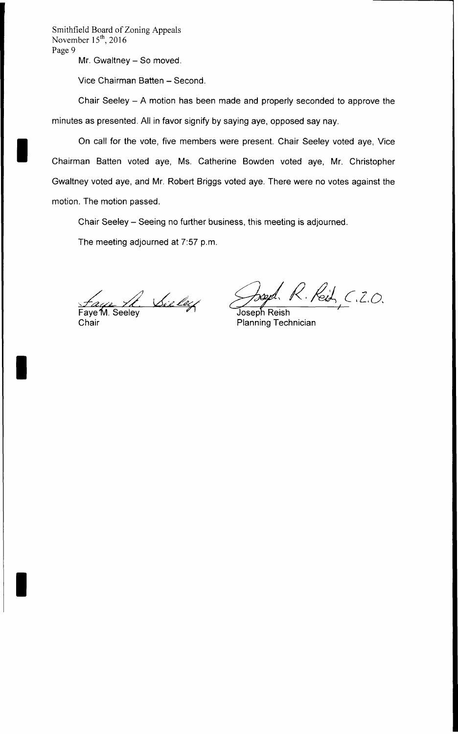Mr. Gwaltney – So moved.

Vice Chairman Batten – Second.

Chair Seeley – A motion has been made and properly seconded to approve the minutes as presented. All in favor signify by saying aye, opposed say nay.

On call for the vote, five members were present. Chair Seeley voted aye, Vice Chairman Batten voted aye, Ms. Catherine Bowden voted aye, Mr. Christopher Gwaltney voted aye, and Mr. Robert Briggs voted aye. There were no votes against the motion. The motion passed.

Chair Seeley – Seeing no further business, this meeting is adjourned.

The meeting adjourned at 7:57 p.m.

Faye M. Seeley
Chair

Joseph Reish
Planning Technician